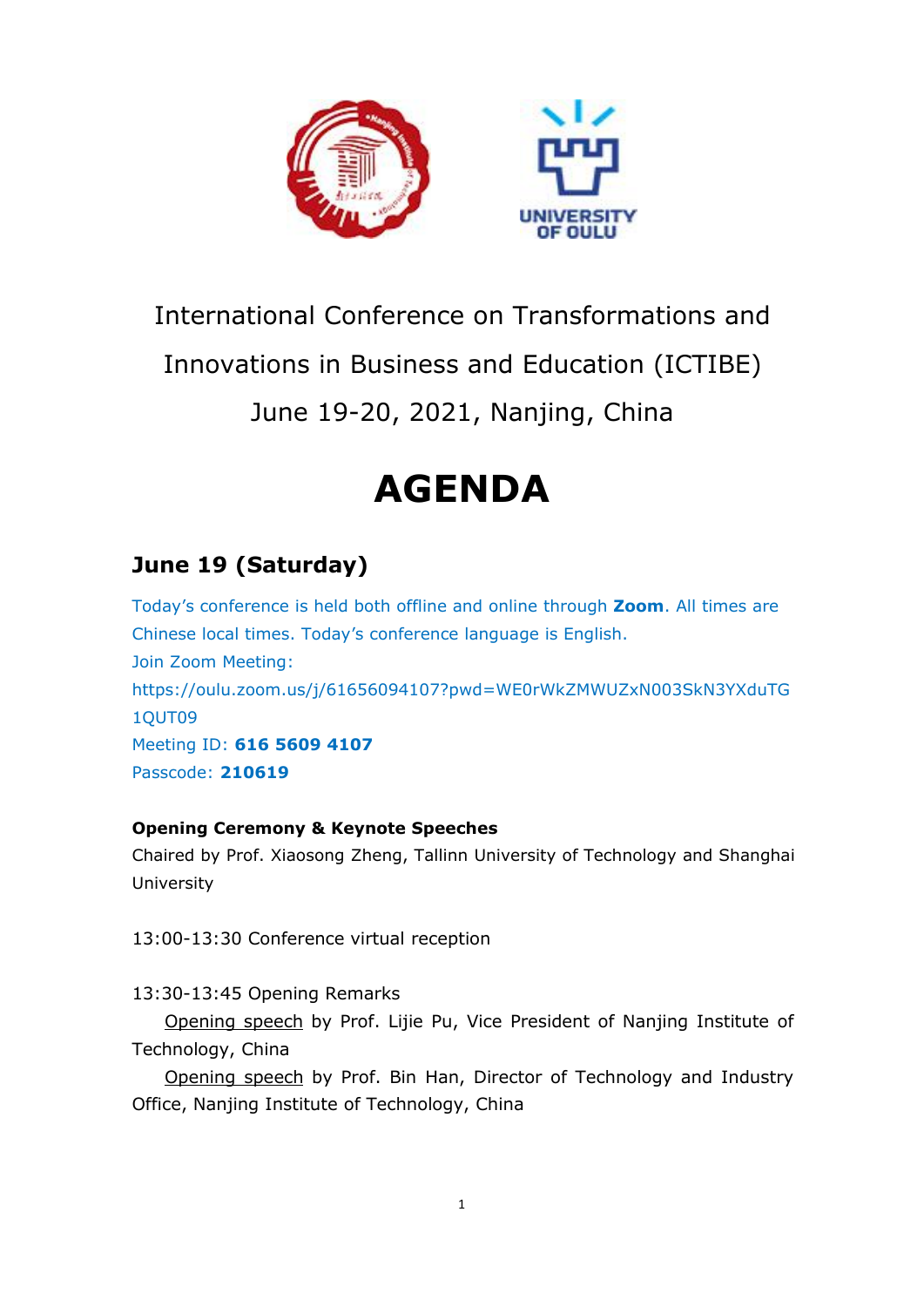International Conference on Transformations and Innovations in Business and Education (ICTIBE)

June 19-20, 2021, Nanjing, China

# AGENDA

## June 19 (Saturday)

Today's conference is held both offline and online through **Zoom**. All times are Chinese local times. Today's conference language is English.

Join Zoom Meeting:
https://oulu.zoom.us/j/61656094107?pwd=WE0rWkZMWUZxN003SkN3YXduTG1QUT09

Meeting ID: **616 5609 4107**

Passcode: **210619**

**Opening Ceremony & Keynote Speeches**

Chaired by Prof. Xiaosong Zheng, Tallinn University of Technology and Shanghai University

13:00-13:30 Conference virtual reception

13:30-13:45 Opening Remarks

Opening speech by Prof. Lijie Pu, Vice President of Nanjing Institute of Technology, China

Opening speech by Prof. Bin Han, Director of Technology and Industry Office, Nanjing Institute of Technology, China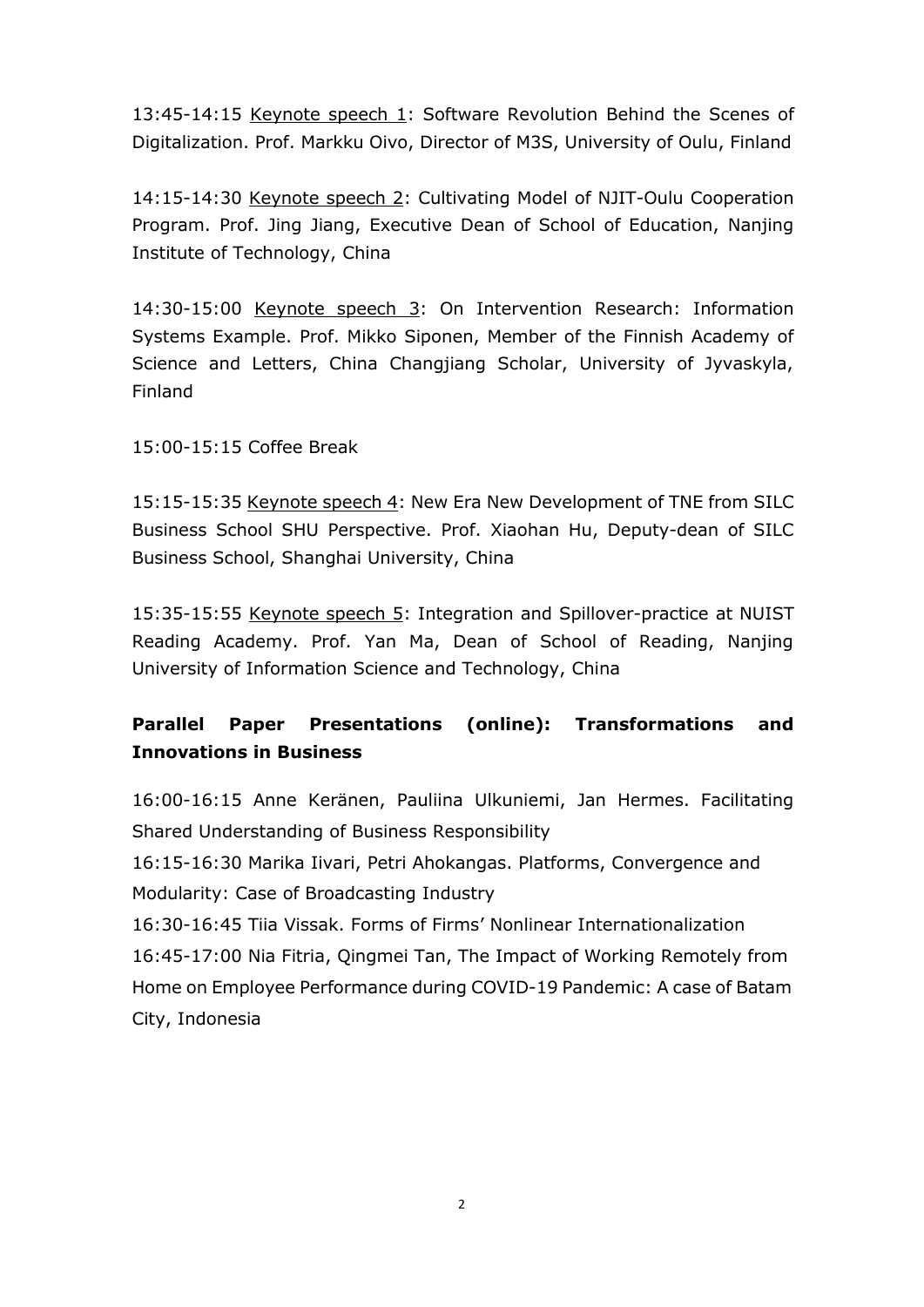13:45-14:15 Keynote speech 1: Software Revolution Behind the Scenes of Digitalization. Prof. Markku Oivo, Director of M3S, University of Oulu, Finland

14:15-14:30 Keynote speech 2: Cultivating Model of NJIT-Oulu Cooperation Program. Prof. Jing Jiang, Executive Dean of School of Education, Nanjing Institute of Technology, China

14:30-15:00 Keynote speech 3: On Intervention Research: Information Systems Example. Prof. Mikko Siponen, Member of the Finnish Academy of Science and Letters, China Changjiang Scholar, University of Jyvaskyla, Finland

15:00-15:15 Coffee Break

15:15-15:35 Keynote speech 4: New Era New Development of TNE from SILC Business School SHU Perspective. Prof. Xiaohan Hu, Deputy-dean of SILC Business School, Shanghai University, China

15:35-15:55 Keynote speech 5: Integration and Spillover-practice at NUIST Reading Academy. Prof. Yan Ma, Dean of School of Reading, Nanjing University of Information Science and Technology, China

**Parallel Paper Presentations (online): Transformations and Innovations in Business**

16:00-16:15 Anne Keränen, Pauliina Ulkuniemi, Jan Hermes. Facilitating Shared Understanding of Business Responsibility

16:15-16:30 Marika Iivari, Petri Ahokangas. Platforms, Convergence and Modularity: Case of Broadcasting Industry

16:30-16:45 Tiia Vissak. Forms of Firms' Nonlinear Internationalization

16:45-17:00 Nia Fitria, Qingmei Tan, The Impact of Working Remotely from Home on Employee Performance during COVID-19 Pandemic: A case of Batam City, Indonesia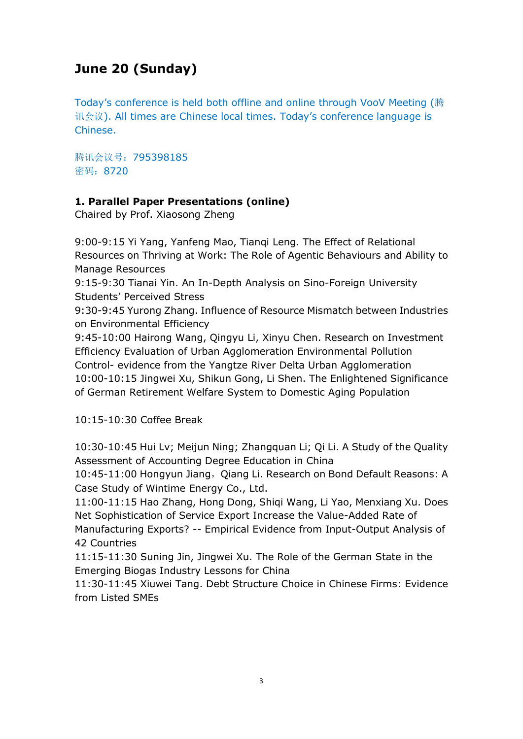## June 20 (Sunday)

Today’s conference is held both offline and online through VooV Meeting (腾讯会议). All times are Chinese local times. Today’s conference language is Chinese.

腾讯会议号：795398185
密码：8720

**1. Parallel Paper Presentations (online)**
Chaired by Prof. Xiaosong Zheng

9:00-9:15 Yi Yang, Yanfeng Mao, Tianqi Leng. The Effect of Relational Resources on Thriving at Work: The Role of Agentic Behaviours and Ability to Manage Resources
9:15-9:30 Tianai Yin. An In-Depth Analysis on Sino-Foreign University Students’ Perceived Stress
9:30-9:45 Yurong Zhang. Influence of Resource Mismatch between Industries on Environmental Efficiency
9:45-10:00 Hairong Wang, Qingyu Li, Xinyu Chen. Research on Investment Efficiency Evaluation of Urban Agglomeration Environmental Pollution Control- evidence from the Yangtze River Delta Urban Agglomeration
10:00-10:15 Jingwei Xu, Shikun Gong, Li Shen. The Enlightened Significance of German Retirement Welfare System to Domestic Aging Population

10:15-10:30 Coffee Break

10:30-10:45 Hui Lv; Meijun Ning; Zhangquan Li; Qi Li. A Study of the Quality Assessment of Accounting Degree Education in China
10:45-11:00 Hongyun Jiang，Qiang Li. Research on Bond Default Reasons: A Case Study of Wintime Energy Co., Ltd.
11:00-11:15 Hao Zhang, Hong Dong, Shiqi Wang, Li Yao, Menxiang Xu. Does Net Sophistication of Service Export Increase the Value-Added Rate of Manufacturing Exports? -- Empirical Evidence from Input-Output Analysis of 42 Countries
11:15-11:30 Suning Jin, Jingwei Xu. The Role of the German State in the Emerging Biogas Industry Lessons for China
11:30-11:45 Xiuwei Tang. Debt Structure Choice in Chinese Firms: Evidence from Listed SMEs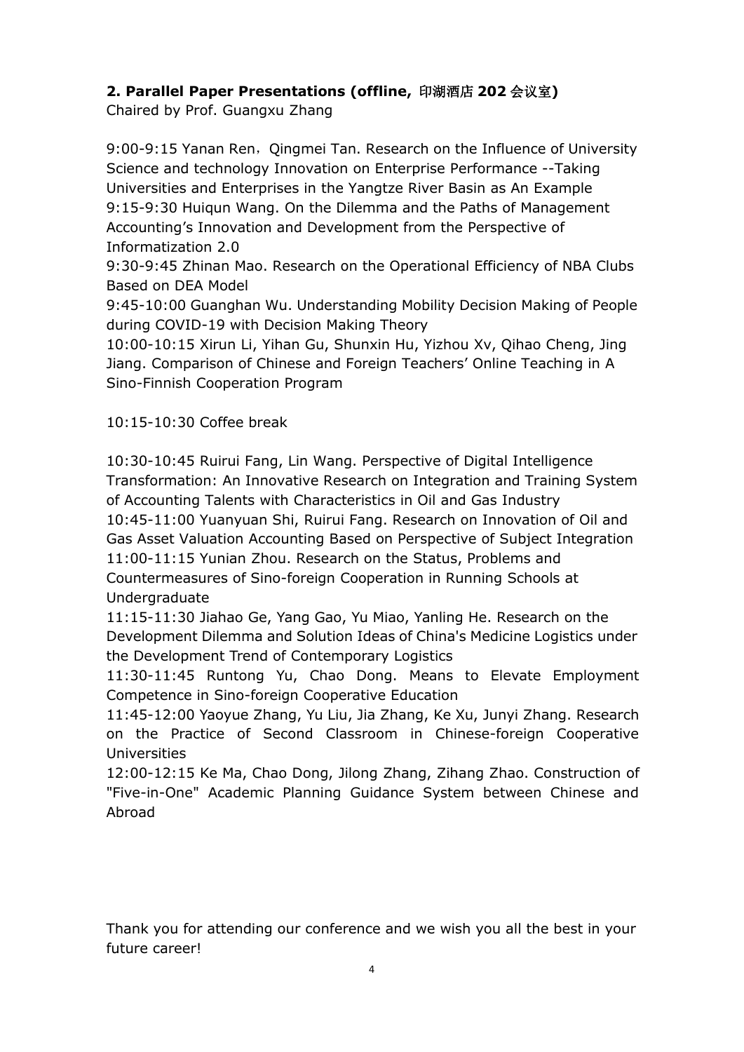**2. Parallel Paper Presentations (offline, 印湖酒店 202 会议室)**

Chaired by Prof. Guangxu Zhang

9:00-9:15 Yanan Ren，Qingmei Tan. Research on the Influence of University Science and technology Innovation on Enterprise Performance --Taking Universities and Enterprises in the Yangtze River Basin as An Example

9:15-9:30 Huiqun Wang. On the Dilemma and the Paths of Management Accounting's Innovation and Development from the Perspective of Informatization 2.0

9:30-9:45 Zhinan Mao. Research on the Operational Efficiency of NBA Clubs Based on DEA Model

9:45-10:00 Guanghan Wu. Understanding Mobility Decision Making of People during COVID-19 with Decision Making Theory

10:00-10:15 Xirun Li, Yihan Gu, Shunxin Hu, Yizhou Xv, Qihao Cheng, Jing Jiang. Comparison of Chinese and Foreign Teachers' Online Teaching in A Sino-Finnish Cooperation Program

10:15-10:30 Coffee break

10:30-10:45 Ruirui Fang, Lin Wang. Perspective of Digital Intelligence Transformation: An Innovative Research on Integration and Training System of Accounting Talents with Characteristics in Oil and Gas Industry

10:45-11:00 Yuanyuan Shi, Ruirui Fang. Research on Innovation of Oil and Gas Asset Valuation Accounting Based on Perspective of Subject Integration

11:00-11:15 Yunian Zhou. Research on the Status, Problems and Countermeasures of Sino-foreign Cooperation in Running Schools at Undergraduate

11:15-11:30 Jiahao Ge, Yang Gao, Yu Miao, Yanling He. Research on the Development Dilemma and Solution Ideas of China's Medicine Logistics under the Development Trend of Contemporary Logistics

11:30-11:45 Runtong Yu, Chao Dong. Means to Elevate Employment Competence in Sino-foreign Cooperative Education

11:45-12:00 Yaoyue Zhang, Yu Liu, Jia Zhang, Ke Xu, Junyi Zhang. Research on the Practice of Second Classroom in Chinese-foreign Cooperative Universities

12:00-12:15 Ke Ma, Chao Dong, Jilong Zhang, Zihang Zhao. Construction of "Five-in-One" Academic Planning Guidance System between Chinese and Abroad

Thank you for attending our conference and we wish you all the best in your future career!